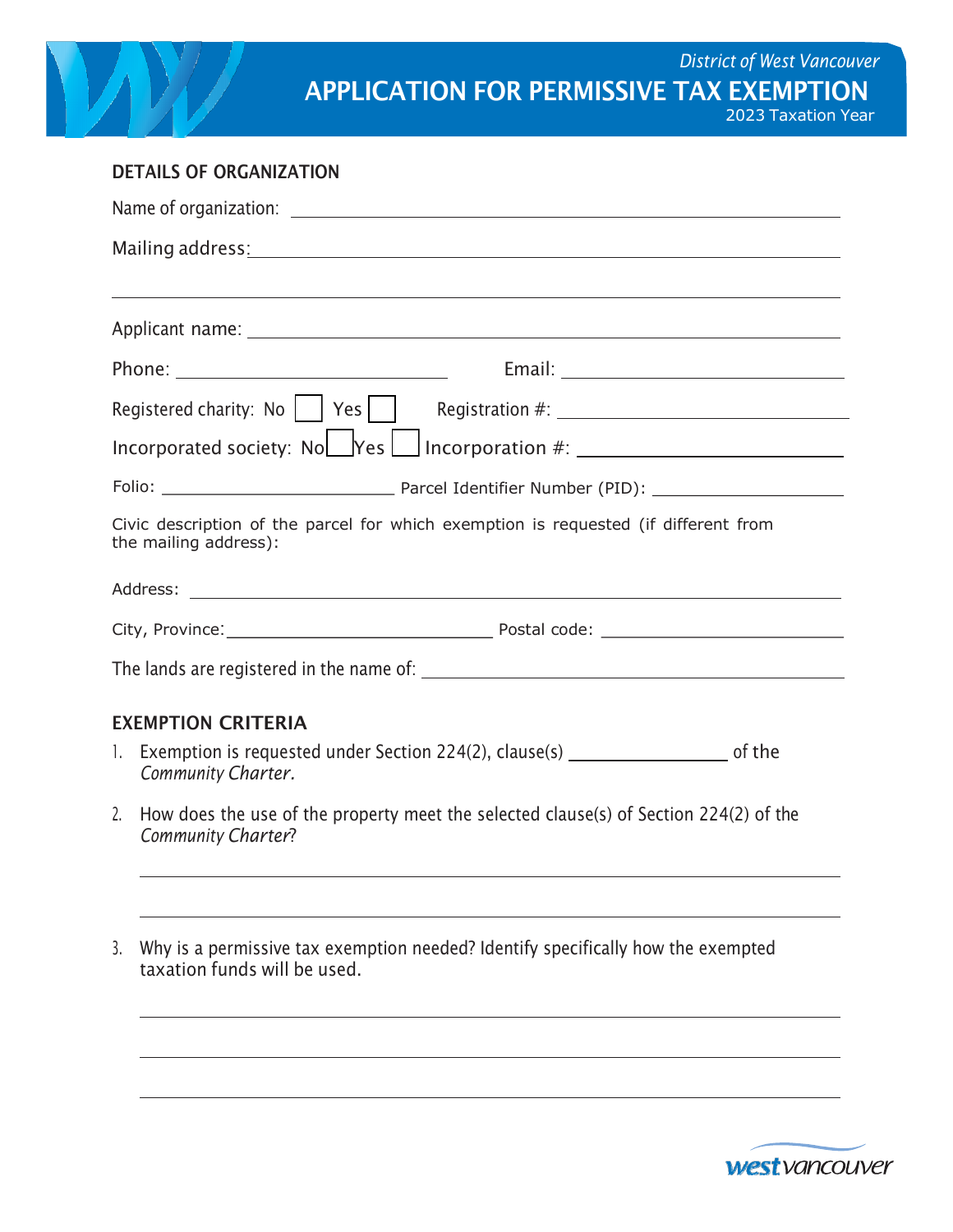District of West Vancouver

# APPLICATION FOR PERMISSIVE TAX EXEMPTION

2023 Taxation Year

## DETAILS OF ORGANIZATION

Name of organization: ______________________________

Mailing address: ______________________________

______________________________

Applicant name: ______________________________

Phone: ______________________________ Email: ______________________________

Registered charity: No ☐ Yes ☐ Registration #: ______________________________

Incorporated society: No ☐ Yes ☐ Incorporation #: ______________________________

Folio: ______________________________ Parcel Identifier Number (PID): ______________________________

Civic description of the parcel for which exemption is requested (if different from the mailing address):

Address: ______________________________

City, Province: ______________________________ Postal code: ______________________________

The lands are registered in the name of: ______________________________

## EXEMPTION CRITERIA

1. Exemption is requested under Section 224(2), clause(s) ______________ of the *Community Charter.*

2. How does the use of the property meet the selected clause(s) of Section 224(2) of the *Community Charter*?

______________________________

______________________________

3. Why is a permissive tax exemption needed? Identify specifically how the exempted taxation funds will be used.

______________________________

______________________________

______________________________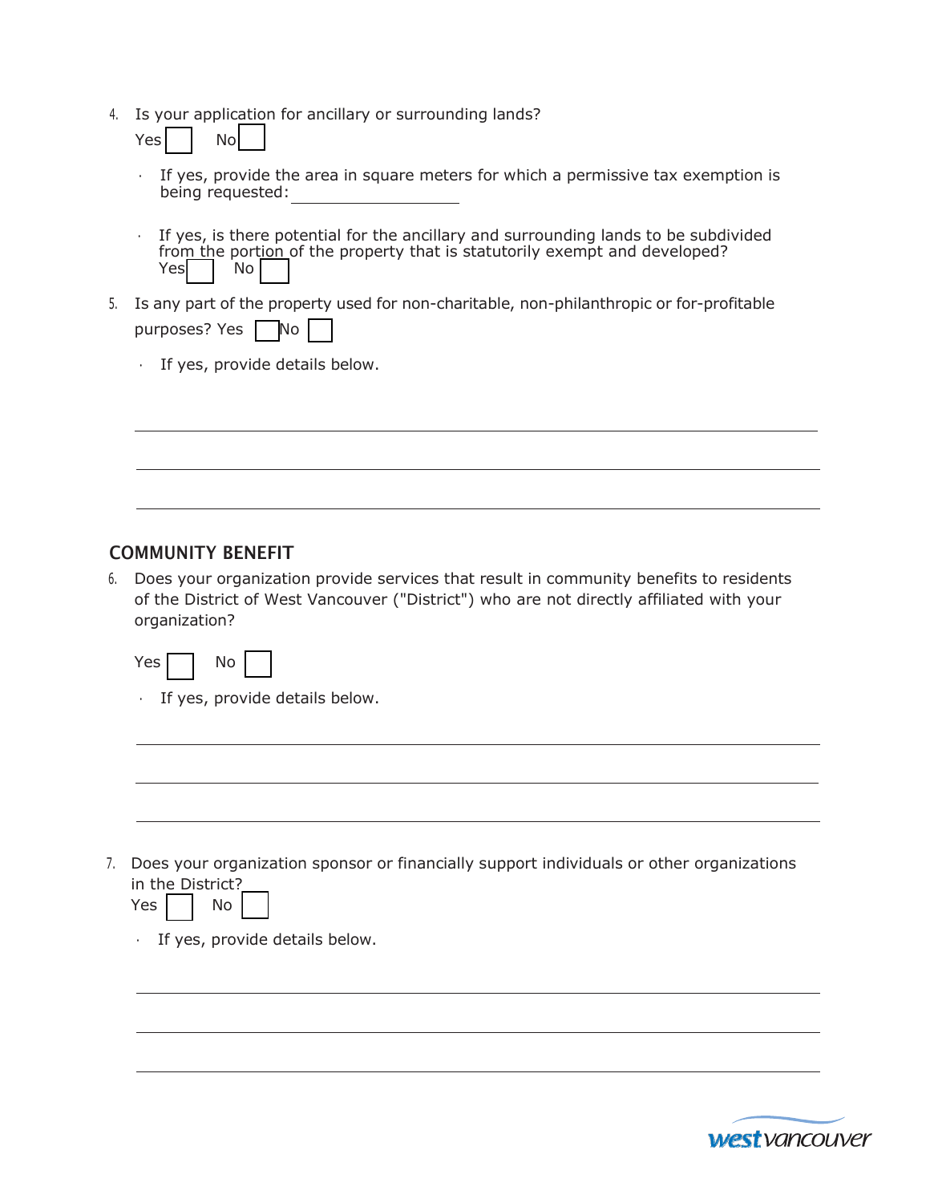4. Is your application for ancillary or surrounding lands?

   Yes ☐ No ☐

   - If yes, provide the area in square meters for which a permissive tax exemption is being requested: ____________________
   - If yes, is there potential for the ancillary and surrounding lands to be subdivided from the portion of the property that is statutorily exempt and developed?
     Yes ☐ No ☐

5. Is any part of the property used for non-charitable, non-philanthropic or for-profitable purposes? Yes ☐ No ☐

   - If yes, provide details below.

   ______________________________________________________________________

   ______________________________________________________________________

   ______________________________________________________________________

## COMMUNITY BENEFIT

6. Does your organization provide services that result in community benefits to residents of the District of West Vancouver ("District") who are not directly affiliated with your organization?

   Yes ☐ No ☐

   - If yes, provide details below.

   ______________________________________________________________________

   ______________________________________________________________________

   ______________________________________________________________________

7. Does your organization sponsor or financially support individuals or other organizations in the District?

   Yes ☐ No ☐

   - If yes, provide details below.

   ______________________________________________________________________

   ______________________________________________________________________

   ______________________________________________________________________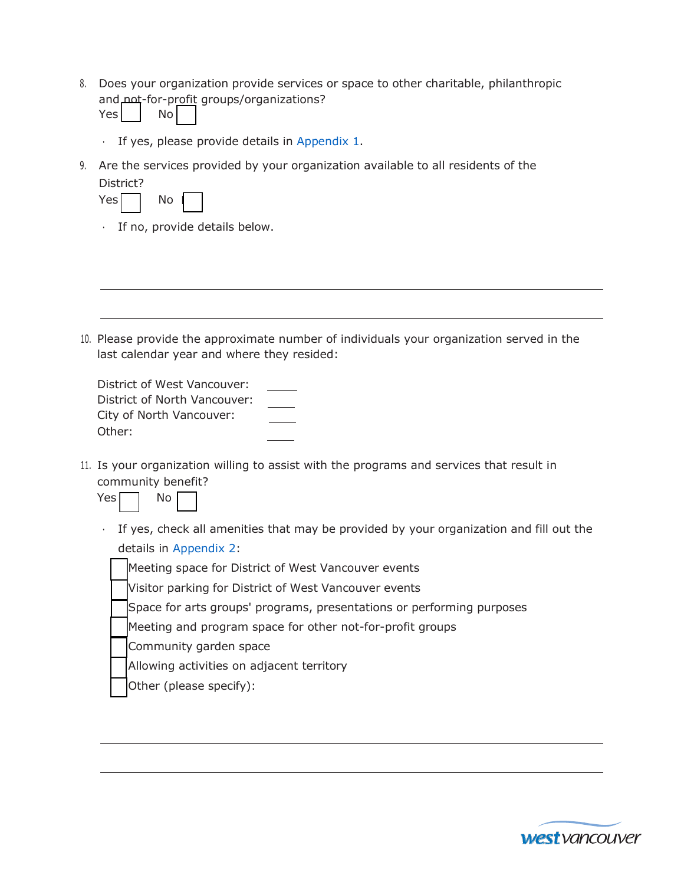8. Does your organization provide services or space to other charitable, philanthropic and not-for-profit groups/organizations?

   Yes ☐ No ☐

   - If yes, please provide details in Appendix 1.

9. Are the services provided by your organization available to all residents of the District?

   Yes ☐ No ☐

   - If no, provide details below.

   \_\_\_\_\_\_\_\_\_\_\_\_\_\_\_\_\_\_\_\_\_\_\_\_\_\_\_\_\_\_\_\_\_\_\_\_\_\_\_\_\_\_\_\_\_\_\_\_\_\_\_\_\_\_\_\_

   \_\_\_\_\_\_\_\_\_\_\_\_\_\_\_\_\_\_\_\_\_\_\_\_\_\_\_\_\_\_\_\_\_\_\_\_\_\_\_\_\_\_\_\_\_\_\_\_\_\_\_\_\_\_\_\_

10. Please provide the approximate number of individuals your organization served in the last calendar year and where they resided:

    District of West Vancouver: \_\_\_\_\_
    District of North Vancouver: \_\_\_\_\_
    City of North Vancouver: \_\_\_\_\_
    Other: \_\_\_\_\_

11. Is your organization willing to assist with the programs and services that result in community benefit?

    Yes ☐ No ☐

    - If yes, check all amenities that may be provided by your organization and fill out the details in Appendix 2:

    ☐ Meeting space for District of West Vancouver events
    ☐ Visitor parking for District of West Vancouver events
    ☐ Space for arts groups' programs, presentations or performing purposes
    ☐ Meeting and program space for other not-for-profit groups
    ☐ Community garden space
    ☐ Allowing activities on adjacent territory
    ☐ Other (please specify):

    \_\_\_\_\_\_\_\_\_\_\_\_\_\_\_\_\_\_\_\_\_\_\_\_\_\_\_\_\_\_\_\_\_\_\_\_\_\_\_\_\_\_\_\_\_\_\_\_\_\_\_\_\_\_\_\_

    \_\_\_\_\_\_\_\_\_\_\_\_\_\_\_\_\_\_\_\_\_\_\_\_\_\_\_\_\_\_\_\_\_\_\_\_\_\_\_\_\_\_\_\_\_\_\_\_\_\_\_\_\_\_\_\_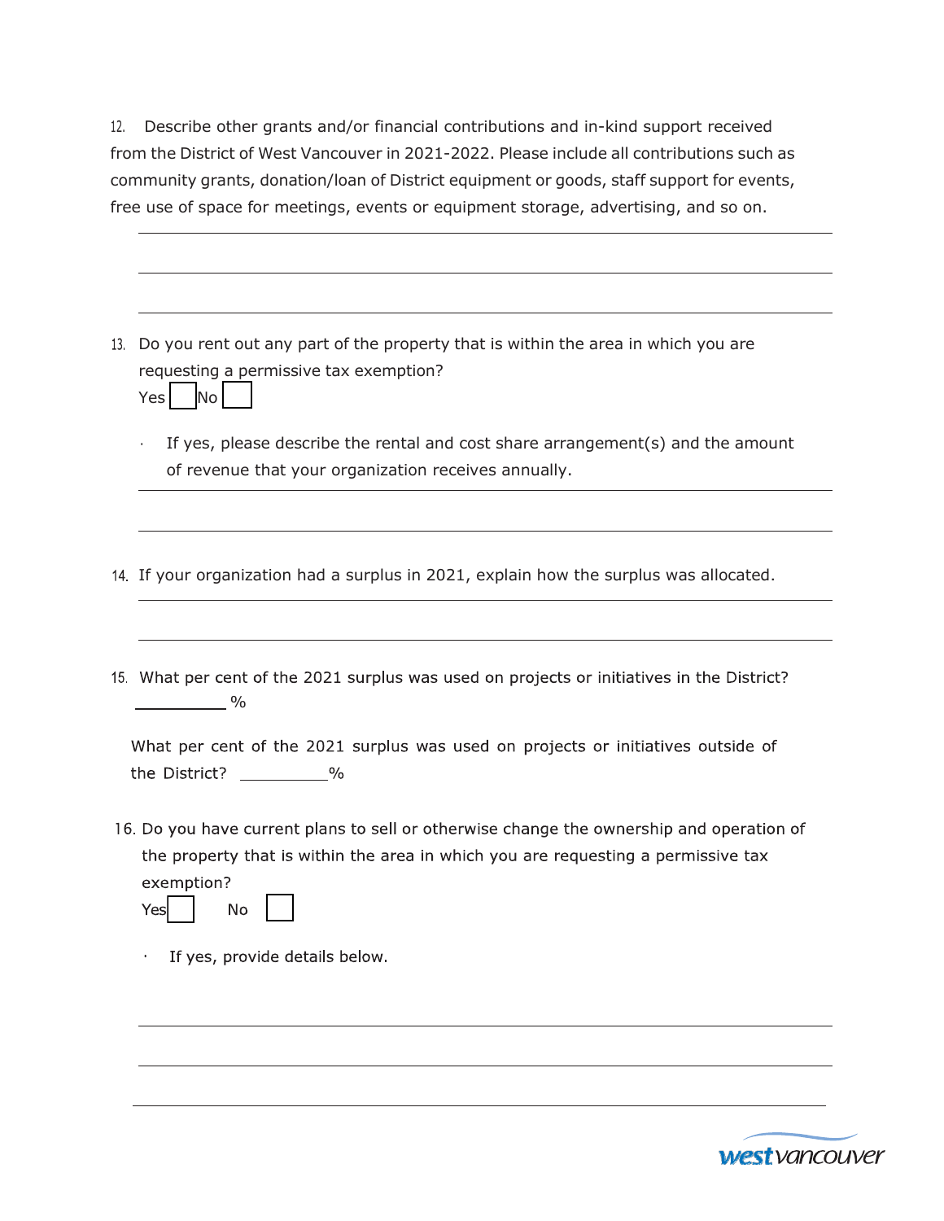12. Describe other grants and/or financial contributions and in-kind support received from the District of West Vancouver in 2021-2022. Please include all contributions such as community grants, donation/loan of District equipment or goods, staff support for events, free use of space for meetings, events or equipment storage, advertising, and so on.

______________________________________________

______________________________________________

______________________________________________

13. Do you rent out any part of the property that is within the area in which you are requesting a permissive tax exemption?

Yes ☐ No ☐

- If yes, please describe the rental and cost share arrangement(s) and the amount of revenue that your organization receives annually.

______________________________________________

______________________________________________

14. If your organization had a surplus in 2021, explain how the surplus was allocated.

______________________________________________

______________________________________________

15. What per cent of the 2021 surplus was used on projects or initiatives in the District?

__________ %

What per cent of the 2021 surplus was used on projects or initiatives outside of the District? __________ %

16. Do you have current plans to sell or otherwise change the ownership and operation of the property that is within the area in which you are requesting a permissive tax exemption?

Yes ☐ No ☐

- If yes, provide details below.

______________________________________________

______________________________________________

______________________________________________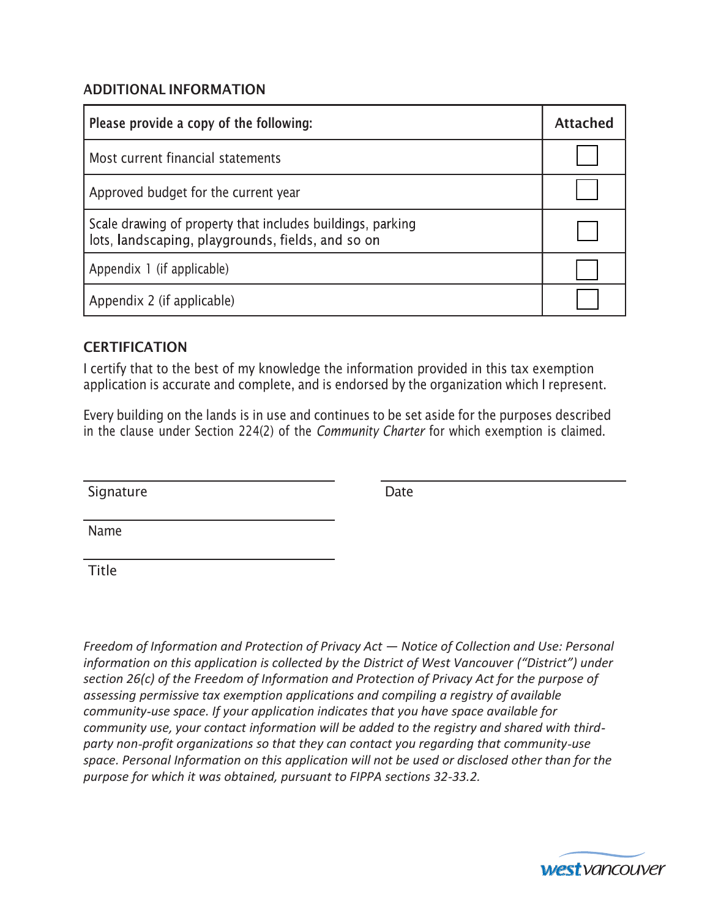## ADDITIONAL INFORMATION

| Please provide a copy of the following: | Attached |
|---|---|
| Most current financial statements | ☐ |
| Approved budget for the current year | ☐ |
| Scale drawing of property that includes buildings, parking lots, landscaping, playgrounds, fields, and so on | ☐ |
| Appendix 1 (if applicable) | ☐ |
| Appendix 2 (if applicable) | ☐ |

## CERTIFICATION

I certify that to the best of my knowledge the information provided in this tax exemption application is accurate and complete, and is endorsed by the organization which I represent.

Every building on the lands is in use and continues to be set aside for the purposes described in the clause under Section 224(2) of the *Community Charter* for which exemption is claimed.

Signature ______________________ Date ______________________

Name ______________________

Title ______________________

*Freedom of Information and Protection of Privacy Act — Notice of Collection and Use: Personal information on this application is collected by the District of West Vancouver ("District") under section 26(c) of the Freedom of Information and Protection of Privacy Act for the purpose of assessing permissive tax exemption applications and compiling a registry of available community-use space. If your application indicates that you have space available for community use, your contact information will be added to the registry and shared with third-party non-profit organizations so that they can contact you regarding that community-use space. Personal Information on this application will not be used or disclosed other than for the purpose for which it was obtained, pursuant to FIPPA sections 32-33.2.*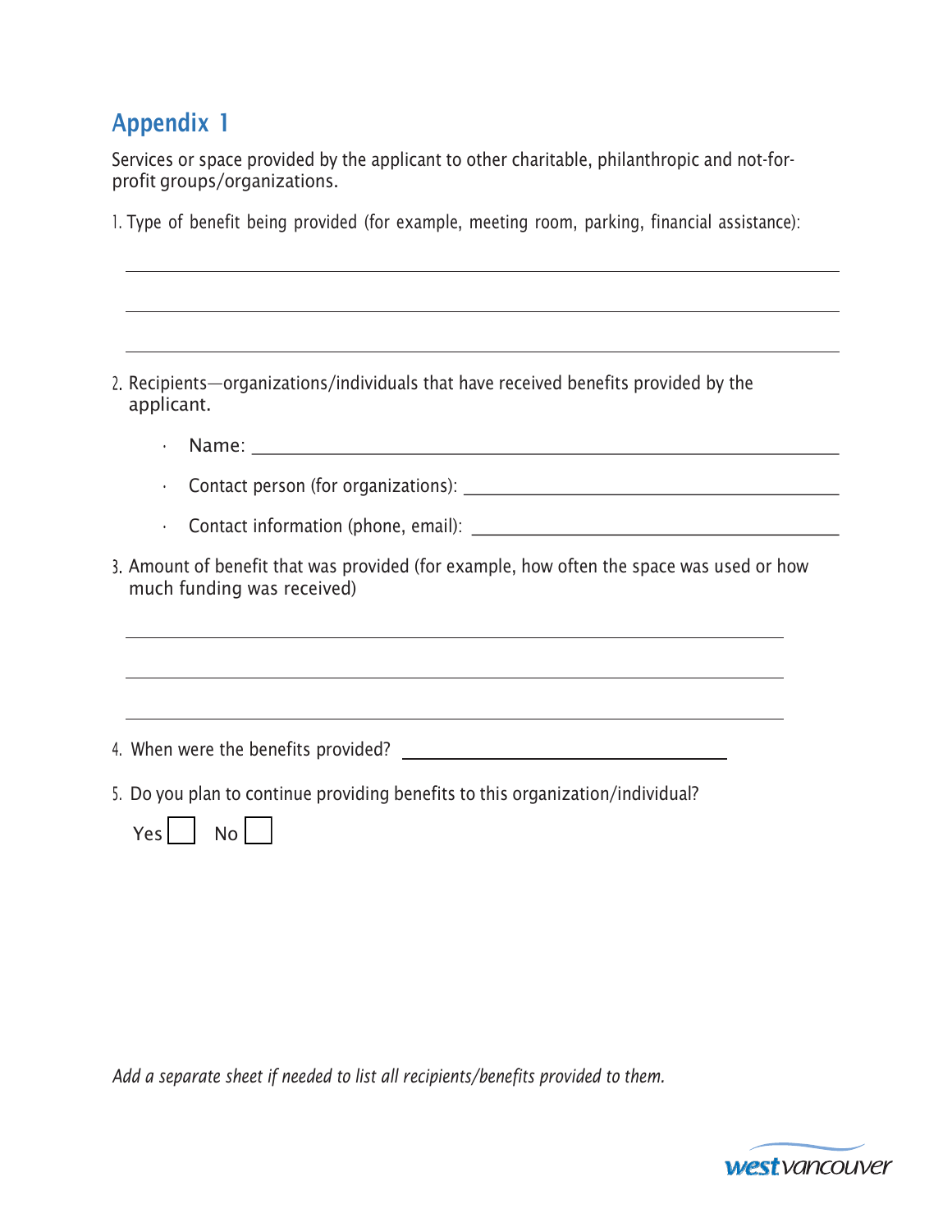## Appendix 1

Services or space provided by the applicant to other charitable, philanthropic and not-for-profit groups/organizations.

1. Type of benefit being provided (for example, meeting room, parking, financial assistance):

_______________________________________________

_______________________________________________

_______________________________________________

2. Recipients—organizations/individuals that have received benefits provided by the applicant.

   - Name: _______________________________________________
   - Contact person (for organizations): _______________________________
   - Contact information (phone, email): _______________________________

3. Amount of benefit that was provided (for example, how often the space was used or how much funding was received)

_______________________________________________

_______________________________________________

_______________________________________________

4. When were the benefits provided? ___________________________

5. Do you plan to continue providing benefits to this organization/individual?

   Yes ☐ No ☐

*Add a separate sheet if needed to list all recipients/benefits provided to them.*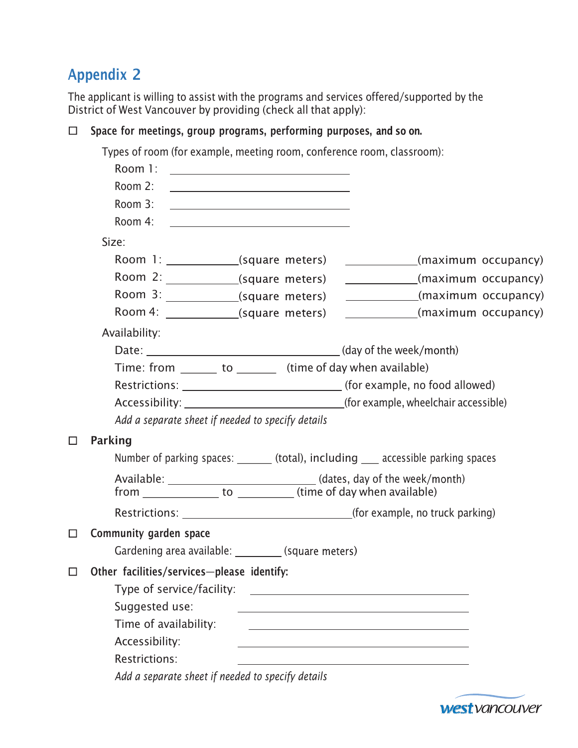## Appendix 2

The applicant is willing to assist with the programs and services offered/supported by the District of West Vancouver by providing (check all that apply):

☐ **Space for meetings, group programs, performing purposes, and so on.**

Types of room (for example, meeting room, conference room, classroom):

Room 1: ______________________

Room 2: ______________________

Room 3: ______________________

Room 4: ______________________

Size:

Room 1: __________(square meters) __________(maximum occupancy)

Room 2: __________(square meters) __________(maximum occupancy)

Room 3: __________(square meters) __________(maximum occupancy)

Room 4: __________(square meters) __________(maximum occupancy)

Availability:

Date: ______________________ (day of the week/month)

Time: from ______ to ______ (time of day when available)

Restrictions: ______________________ (for example, no food allowed)

Accessibility: ______________________(for example, wheelchair accessible)

*Add a separate sheet if needed to specify details*

☐ **Parking**

Number of parking spaces: ______ (total), including ___ accessible parking spaces

Available: ______________________ (dates, day of the week/month)
from __________ to __________ (time of day when available)

Restrictions: ______________________(for example, no truck parking)

☐ **Community garden space**

Gardening area available: ________ (square meters)

☐ **Other facilities/services—please identify:**

Type of service/facility: ______________________

Suggested use: ______________________

Time of availability: ______________________

Accessibility: ______________________

Restrictions: ______________________

*Add a separate sheet if needed to specify details*